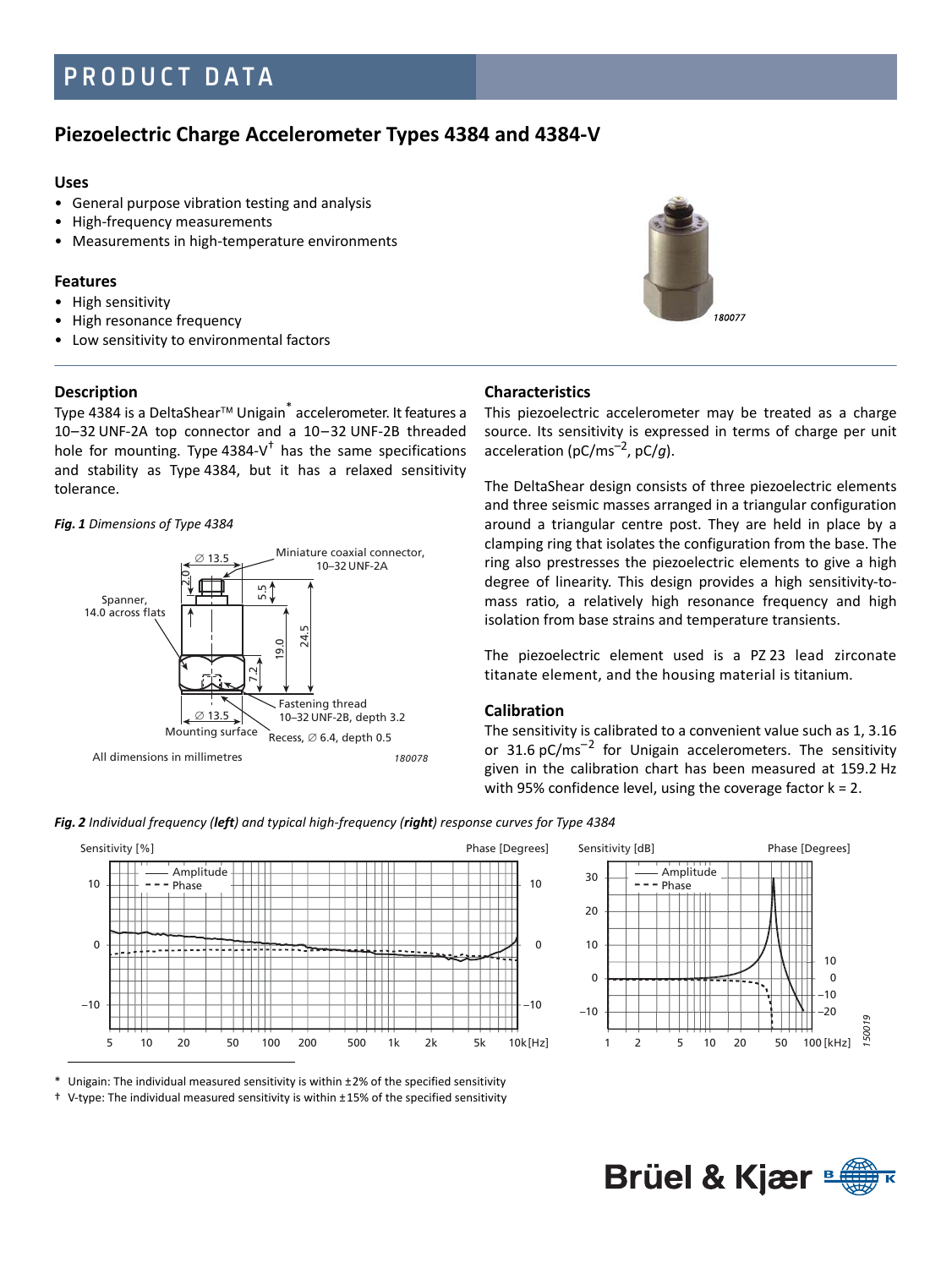# PRODUCT DATA

## Piezoelectric Charge Accelerometer Types 4384 and 4384-V

### Uses

- General purpose vibration testing and analysis
- High-frequency measurements
- Measurements in high-temperature environments

### Features

- High sensitivity
- High resonance frequency
- Low sensitivity to environmental factors

### Description

Type 4384 is a DeltaShear™ Unigain* accelerometer. It features a 10–32 UNF-2A top connector and a 10–32 UNF-2B threaded hole for mounting. Type 4384-V† has the same specifications and stability as Type 4384, but it has a relaxed sensitivity tolerance.

*Fig. 1 Dimensions of Type 4384*

All dimensions in millimetres

### Characteristics

This piezoelectric accelerometer may be treated as a charge source. Its sensitivity is expressed in terms of charge per unit acceleration (pC/ms$^{-2}$, pC/*g*).

The DeltaShear design consists of three piezoelectric elements and three seismic masses arranged in a triangular configuration around a triangular centre post. They are held in place by a clamping ring that isolates the configuration from the base. The ring also prestresses the piezoelectric elements to give a high degree of linearity. This design provides a high sensitivity-to-mass ratio, a relatively high resonance frequency and high isolation from base strains and temperature transients.

The piezoelectric element used is a PZ 23 lead zirconate titanate element, and the housing material is titanium.

### Calibration

The sensitivity is calibrated to a convenient value such as 1, 3.16 or 31.6 pC/ms$^{-2}$ for Unigain accelerometers. The sensitivity given in the calibration chart has been measured at 159.2 Hz with 95% confidence level, using the coverage factor k = 2.

***Fig. 2** Individual frequency (**left**) and typical high-frequency (**right**) response curves for Type 4384*

\* Unigain: The individual measured sensitivity is within ±2% of the specified sensitivity

† V-type: The individual measured sensitivity is within ±15% of the specified sensitivity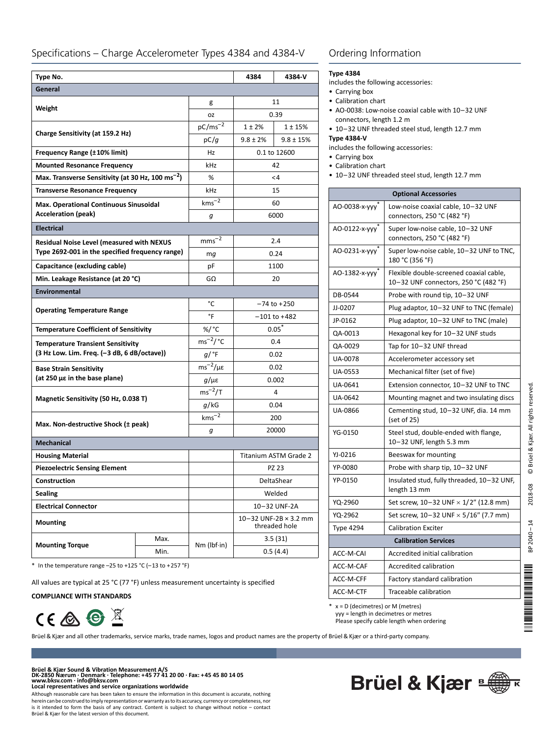## Specifications – Charge Accelerometer Types 4384 and 4384-V

| Type No. | | | 4384 | 4384-V |
|---|---|---|---|---|
| **General** | | | | |
| **Weight** | | g | 11 | |
| | | oz | 0.39 | |
| **Charge Sensitivity (at 159.2 Hz)** | | $pC/ms^{-2}$ | 1 ± 2% | 1 ± 15% |
| | | pC/*g* | 9.8 ± 2% | 9.8 ± 15% |
| **Frequency Range (±10% limit)** | | Hz | 0.1 to 12600 | |
| **Mounted Resonance Frequency** | | kHz | 42 | |
| **Max. Transverse Sensitivity (at 30 Hz, 100 $ms^{-2}$)** | | % | <4 | |
| **Transverse Resonance Frequency** | | kHz | 15 | |
| **Max. Operational Continuous Sinusoidal Acceleration (peak)** | | $kms^{-2}$ | 60 | |
| | | *g* | 6000 | |
| **Electrical** | | | | |
| **Residual Noise Level (measured with NEXUS Type 2692-001 in the specified frequency range)** | | $mms^{-2}$ | 2.4 | |
| | | m*g* | 0.24 | |
| **Capacitance (excluding cable)** | | pF | 1100 | |
| **Min. Leakage Resistance (at 20 °C)** | | GΩ | 20 | |
| **Environmental** | | | | |
| **Operating Temperature Range** | | °C | –74 to +250 | |
| | | °F | –101 to +482 | |
| **Temperature Coefficient of Sensitivity** | | %/°C | 0.05* | |
| **Temperature Transient Sensitivity (3 Hz Low. Lim. Freq. (–3 dB, 6 dB/octave))** | | $ms^{-2}$/°C | 0.4 | |
| | | *g*/°F | 0.02 | |
| **Base Strain Sensitivity (at 250 με in the base plane)** | | $ms^{-2}$/με | 0.02 | |
| | | *g*/με | 0.002 | |
| **Magnetic Sensitivity (50 Hz, 0.038 T)** | | $ms^{-2}$/T | 4 | |
| | | *g*/kG | 0.04 | |
| **Max. Non-destructive Shock (± peak)** | | $kms^{-2}$ | 200 | |
| | | *g* | 20000 | |
| **Mechanical** | | | | |
| **Housing Material** | | | Titanium ASTM Grade 2 | |
| **Piezoelectric Sensing Element** | | | PZ 23 | |
| **Construction** | | | DeltaShear | |
| **Sealing** | | | Welded | |
| **Electrical Connector** | | | 10–32 UNF-2A | |
| **Mounting** | | | 10–32 UNF-2B × 3.2 mm threaded hole | |
| **Mounting Torque** | Max. | Nm (lbf·in) | 3.5 (31) | |
| | Min. | | 0.5 (4.4) | |

* In the temperature range –25 to +125 °C (–13 to +257 °F)

All values are typical at 25 °C (77 °F) unless measurement uncertainty is specified

**COMPLIANCE WITH STANDARDS**

## Ordering Information

**Type 4384**
includes the following accessories:
- Carrying box
- Calibration chart
- AO-0038: Low-noise coaxial cable with 10–32 UNF connectors, length 1.2 m
- 10–32 UNF threaded steel stud, length 12.7 mm

**Type 4384-V**
includes the following accessories:
- Carrying box
- Calibration chart
- 10–32 UNF threaded steel stud, length 12.7 mm

| **Optional Accessories** | |
|---|---|
| AO-0038-x-yyy* | Low-noise coaxial cable, 10–32 UNF connectors, 250 °C (482 °F) |
| AO-0122-x-yyy* | Super low-noise cable, 10–32 UNF connectors, 250 °C (482 °F) |
| AO-0231-x-yyy* | Super low-noise cable, 10–32 UNF to TNC, 180 °C (356 °F) |
| AO-1382-x-yyy* | Flexible double-screened coaxial cable, 10–32 UNF connectors, 250 °C (482 °F) |
| DB-0544 | Probe with round tip, 10–32 UNF |
| JJ-0207 | Plug adaptor, 10–32 UNF to TNC (female) |
| JP-0162 | Plug adaptor, 10–32 UNF to TNC (male) |
| QA-0013 | Hexagonal key for 10–32 UNF studs |
| QA-0029 | Tap for 10–32 UNF thread |
| UA-0078 | Accelerometer accessory set |
| UA-0553 | Mechanical filter (set of five) |
| UA-0641 | Extension connector, 10–32 UNF to TNC |
| UA-0642 | Mounting magnet and two insulating discs |
| UA-0866 | Cementing stud, 10–32 UNF, dia. 14 mm (set of 25) |
| YG-0150 | Steel stud, double-ended with flange, 10–32 UNF, length 5.3 mm |
| YJ-0216 | Beeswax for mounting |
| YP-0080 | Probe with sharp tip, 10–32 UNF |
| YP-0150 | Insulated stud, fully threaded, 10–32 UNF, length 13 mm |
| YQ-2960 | Set screw, 10–32 UNF × 1/2" (12.8 mm) |
| YQ-2962 | Set screw, 10–32 UNF × 5/16" (7.7 mm) |
| Type 4294 | Calibration Exciter |
| **Calibration Services** | |
| ACC-M-CAI | Accredited initial calibration |
| ACC-M-CAF | Accredited calibration |
| ACC-M-CFF | Factory standard calibration |
| ACC-M-CTF | Traceable calibration |

* x = D (decimetres) or M (metres)
yyy = length in decimetres or metres
Please specify cable length when ordering

Brüel & Kjær and all other trademarks, service marks, trade names, logos and product names are the property of Brüel & Kjær or a third-party company.

**Brüel & Kjær Sound & Vibration Measurement A/S**
**DK-2850 Nærum · Denmark · Telephone: +45 77 41 20 00 · Fax: +45 45 80 14 05**
**www.bksv.com · info@bksv.com**
**Local representatives and service organizations worldwide**

Although reasonable care has been taken to ensure the information in this document is accurate, nothing herein can be construed to imply representation or warranty as to its accuracy, currency or completeness, nor is it intended to form the basis of any contract. Content is subject to change without notice – contact Brüel & Kjær for the latest version of this document.

BP 2040 – 14 2018-08 © Brüel & Kjær. All rights reserved.